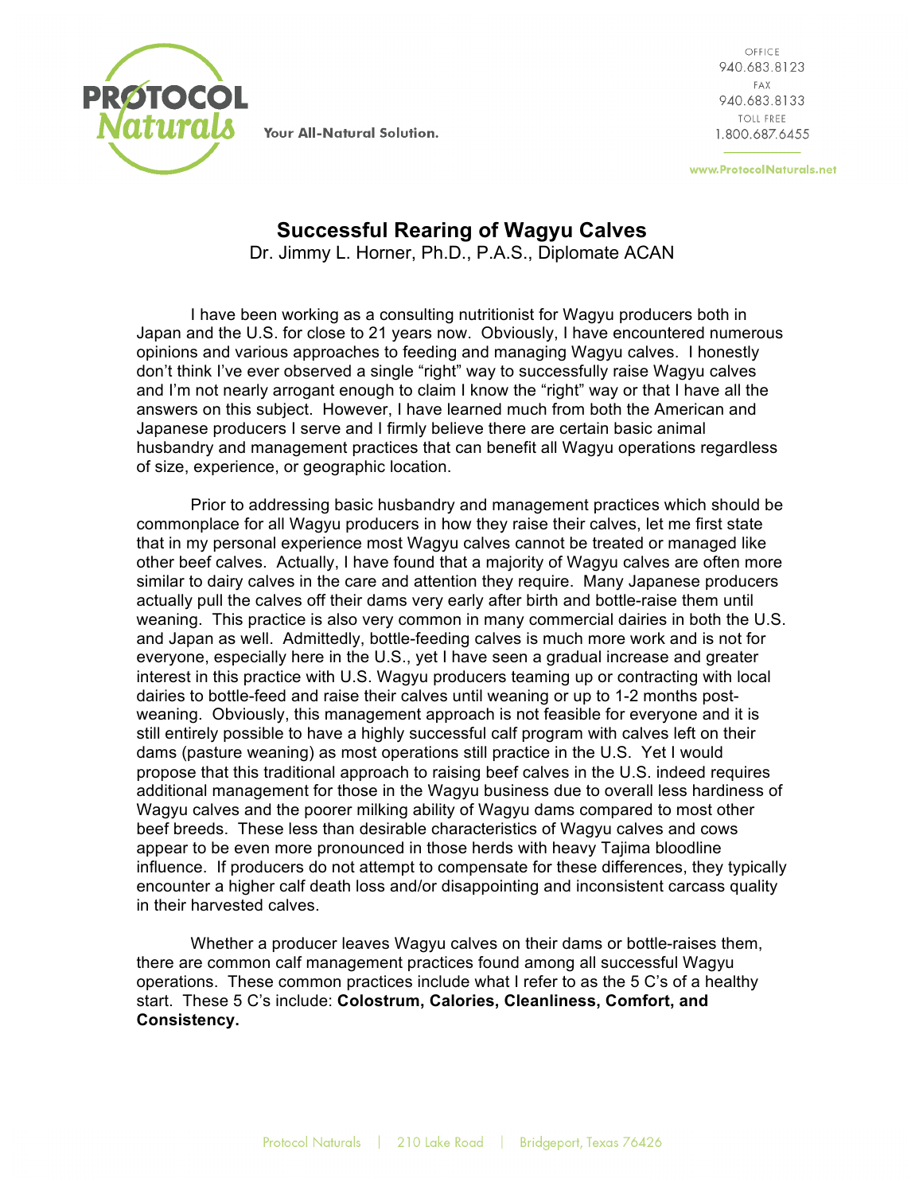# Successful Rearing of Wagyu Calves

Dr. Jimmy L. Horner, Ph.D., P.A.S., Diplomate ACAN

I have been working as a consulting nutritionist for Wagyu producers both in Japan and the U.S. for close to 21 years now. Obviously, I have encountered numerous opinions and various approaches to feeding and managing Wagyu calves. I honestly don't think I've ever observed a single "right" way to successfully raise Wagyu calves and I'm not nearly arrogant enough to claim I know the "right" way or that I have all the answers on this subject. However, I have learned much from both the American and Japanese producers I serve and I firmly believe there are certain basic animal husbandry and management practices that can benefit all Wagyu operations regardless of size, experience, or geographic location.

Prior to addressing basic husbandry and management practices which should be commonplace for all Wagyu producers in how they raise their calves, let me first state that in my personal experience most Wagyu calves cannot be treated or managed like other beef calves. Actually, I have found that a majority of Wagyu calves are often more similar to dairy calves in the care and attention they require. Many Japanese producers actually pull the calves off their dams very early after birth and bottle-raise them until weaning. This practice is also very common in many commercial dairies in both the U.S. and Japan as well. Admittedly, bottle-feeding calves is much more work and is not for everyone, especially here in the U.S., yet I have seen a gradual increase and greater interest in this practice with U.S. Wagyu producers teaming up or contracting with local dairies to bottle-feed and raise their calves until weaning or up to 1-2 months post-weaning. Obviously, this management approach is not feasible for everyone and it is still entirely possible to have a highly successful calf program with calves left on their dams (pasture weaning) as most operations still practice in the U.S. Yet I would propose that this traditional approach to raising beef calves in the U.S. indeed requires additional management for those in the Wagyu business due to overall less hardiness of Wagyu calves and the poorer milking ability of Wagyu dams compared to most other beef breeds. These less than desirable characteristics of Wagyu calves and cows appear to be even more pronounced in those herds with heavy Tajima bloodline influence. If producers do not attempt to compensate for these differences, they typically encounter a higher calf death loss and/or disappointing and inconsistent carcass quality in their harvested calves.

Whether a producer leaves Wagyu calves on their dams or bottle-raises them, there are common calf management practices found among all successful Wagyu operations. These common practices include what I refer to as the 5 C's of a healthy start. These 5 C's include: **Colostrum, Calories, Cleanliness, Comfort, and Consistency.**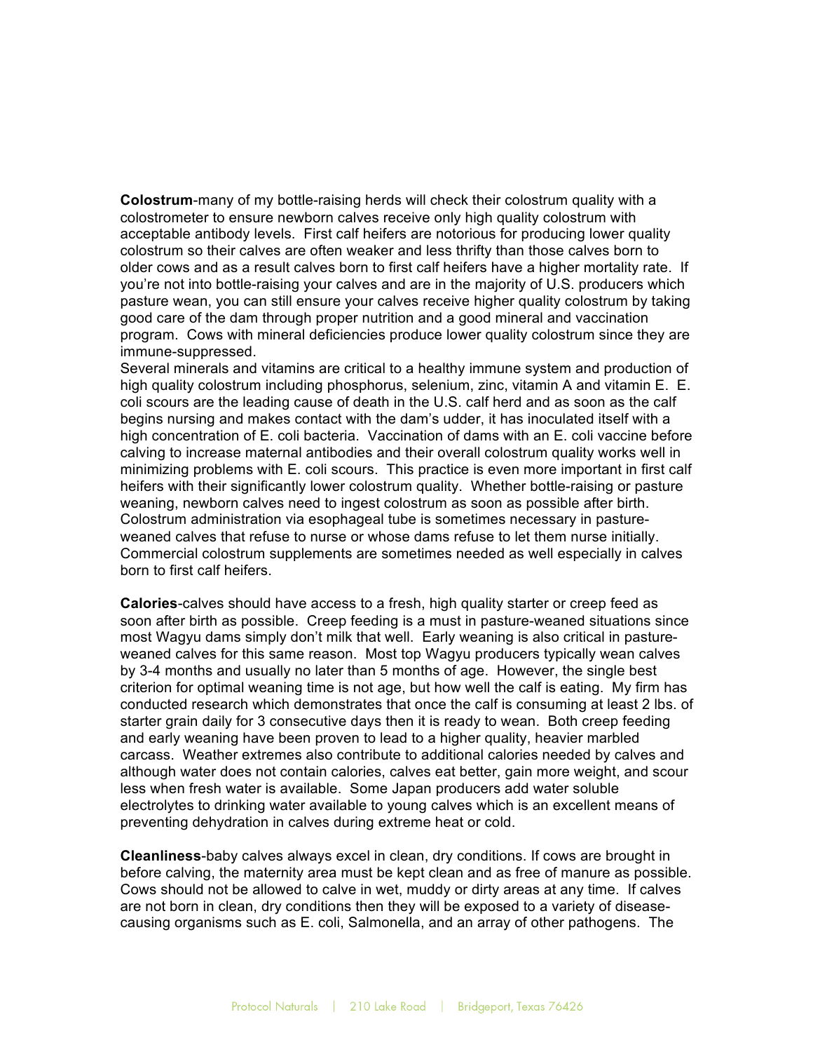**Colostrum**-many of my bottle-raising herds will check their colostrum quality with a colostrometer to ensure newborn calves receive only high quality colostrum with acceptable antibody levels. First calf heifers are notorious for producing lower quality colostrum so their calves are often weaker and less thrifty than those calves born to older cows and as a result calves born to first calf heifers have a higher mortality rate. If you're not into bottle-raising your calves and are in the majority of U.S. producers which pasture wean, you can still ensure your calves receive higher quality colostrum by taking good care of the dam through proper nutrition and a good mineral and vaccination program. Cows with mineral deficiencies produce lower quality colostrum since they are immune-suppressed.

Several minerals and vitamins are critical to a healthy immune system and production of high quality colostrum including phosphorus, selenium, zinc, vitamin A and vitamin E. E. coli scours are the leading cause of death in the U.S. calf herd and as soon as the calf begins nursing and makes contact with the dam's udder, it has inoculated itself with a high concentration of E. coli bacteria. Vaccination of dams with an E. coli vaccine before calving to increase maternal antibodies and their overall colostrum quality works well in minimizing problems with E. coli scours. This practice is even more important in first calf heifers with their significantly lower colostrum quality. Whether bottle-raising or pasture weaning, newborn calves need to ingest colostrum as soon as possible after birth. Colostrum administration via esophageal tube is sometimes necessary in pasture-weaned calves that refuse to nurse or whose dams refuse to let them nurse initially. Commercial colostrum supplements are sometimes needed as well especially in calves born to first calf heifers.

**Calories**-calves should have access to a fresh, high quality starter or creep feed as soon after birth as possible. Creep feeding is a must in pasture-weaned situations since most Wagyu dams simply don't milk that well. Early weaning is also critical in pasture-weaned calves for this same reason. Most top Wagyu producers typically wean calves by 3-4 months and usually no later than 5 months of age. However, the single best criterion for optimal weaning time is not age, but how well the calf is eating. My firm has conducted research which demonstrates that once the calf is consuming at least 2 lbs. of starter grain daily for 3 consecutive days then it is ready to wean. Both creep feeding and early weaning have been proven to lead to a higher quality, heavier marbled carcass. Weather extremes also contribute to additional calories needed by calves and although water does not contain calories, calves eat better, gain more weight, and scour less when fresh water is available. Some Japan producers add water soluble electrolytes to drinking water available to young calves which is an excellent means of preventing dehydration in calves during extreme heat or cold.

**Cleanliness**-baby calves always excel in clean, dry conditions. If cows are brought in before calving, the maternity area must be kept clean and as free of manure as possible. Cows should not be allowed to calve in wet, muddy or dirty areas at any time. If calves are not born in clean, dry conditions then they will be exposed to a variety of disease-causing organisms such as E. coli, Salmonella, and an array of other pathogens. The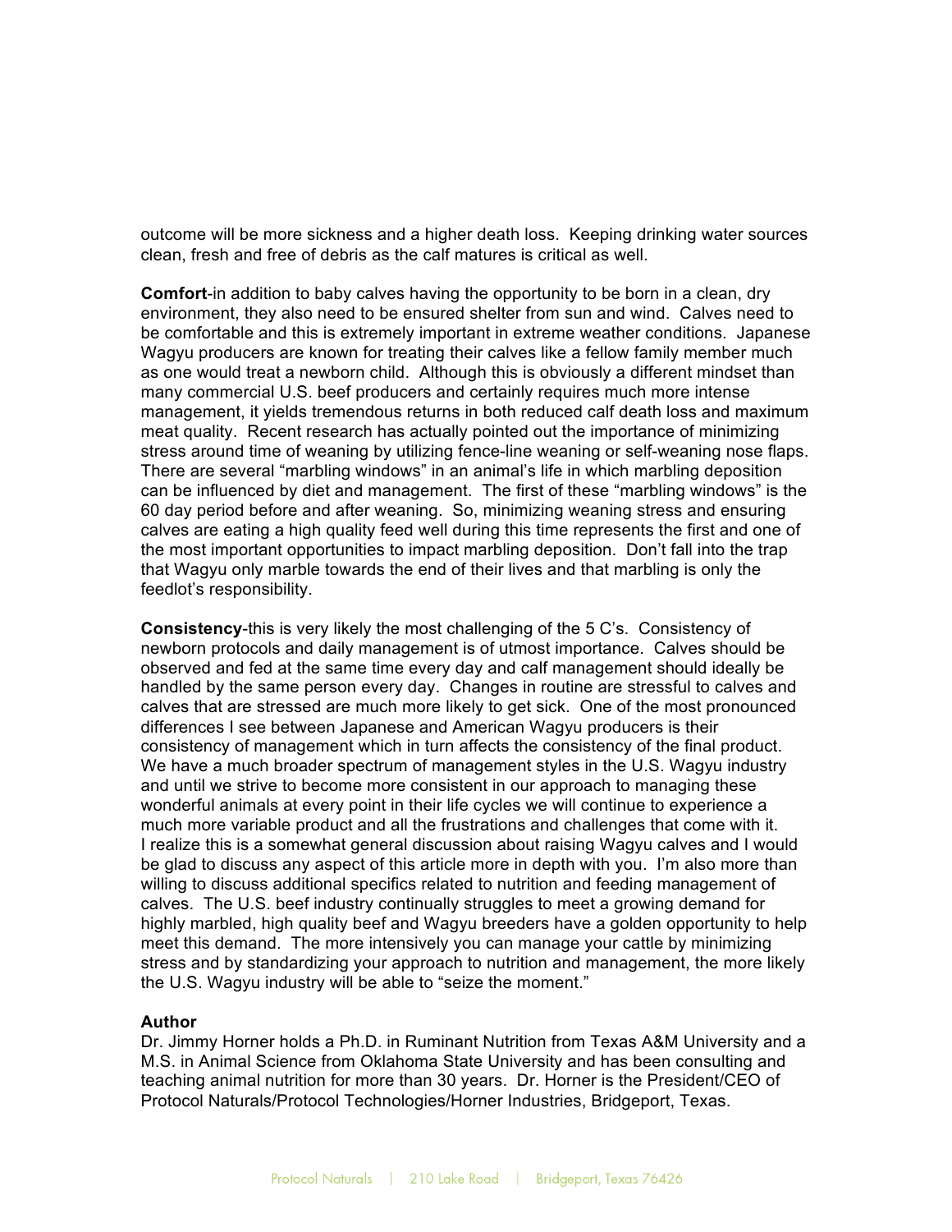outcome will be more sickness and a higher death loss. Keeping drinking water sources clean, fresh and free of debris as the calf matures is critical as well.

**Comfort**-in addition to baby calves having the opportunity to be born in a clean, dry environment, they also need to be ensured shelter from sun and wind. Calves need to be comfortable and this is extremely important in extreme weather conditions. Japanese Wagyu producers are known for treating their calves like a fellow family member much as one would treat a newborn child. Although this is obviously a different mindset than many commercial U.S. beef producers and certainly requires much more intense management, it yields tremendous returns in both reduced calf death loss and maximum meat quality. Recent research has actually pointed out the importance of minimizing stress around time of weaning by utilizing fence-line weaning or self-weaning nose flaps. There are several "marbling windows" in an animal's life in which marbling deposition can be influenced by diet and management. The first of these "marbling windows" is the 60 day period before and after weaning. So, minimizing weaning stress and ensuring calves are eating a high quality feed well during this time represents the first and one of the most important opportunities to impact marbling deposition. Don't fall into the trap that Wagyu only marble towards the end of their lives and that marbling is only the feedlot's responsibility.

**Consistency**-this is very likely the most challenging of the 5 C's. Consistency of newborn protocols and daily management is of utmost importance. Calves should be observed and fed at the same time every day and calf management should ideally be handled by the same person every day. Changes in routine are stressful to calves and calves that are stressed are much more likely to get sick. One of the most pronounced differences I see between Japanese and American Wagyu producers is their consistency of management which in turn affects the consistency of the final product. We have a much broader spectrum of management styles in the U.S. Wagyu industry and until we strive to become more consistent in our approach to managing these wonderful animals at every point in their life cycles we will continue to experience a much more variable product and all the frustrations and challenges that come with it. I realize this is a somewhat general discussion about raising Wagyu calves and I would be glad to discuss any aspect of this article more in depth with you. I'm also more than willing to discuss additional specifics related to nutrition and feeding management of calves. The U.S. beef industry continually struggles to meet a growing demand for highly marbled, high quality beef and Wagyu breeders have a golden opportunity to help meet this demand. The more intensively you can manage your cattle by minimizing stress and by standardizing your approach to nutrition and management, the more likely the U.S. Wagyu industry will be able to "seize the moment."

**Author**

Dr. Jimmy Horner holds a Ph.D. in Ruminant Nutrition from Texas A&M University and a M.S. in Animal Science from Oklahoma State University and has been consulting and teaching animal nutrition for more than 30 years. Dr. Horner is the President/CEO of Protocol Naturals/Protocol Technologies/Horner Industries, Bridgeport, Texas.